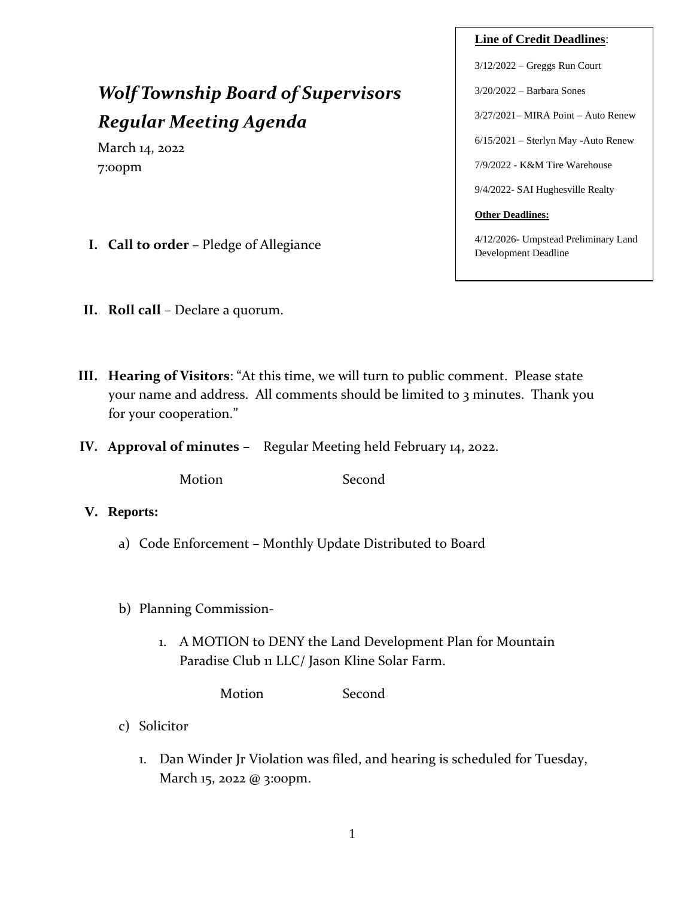**Line of Credit Deadlines**:

3/12/2022 – Greggs Run Court

3/20/2022 – Barbara Sones

3/27/2021– MIRA Point – Auto Renew

6/15/2021 – Sterlyn May -Auto Renew

7/9/2022 - K&M Tire Warehouse

9/4/2022- SAI Hughesville Realty

**Other Deadlines:**

4/12/2026- Umpstead Preliminary Land Development Deadline

# *Wolf Township Board of Supervisors*
# *Regular Meeting Agenda*

March 14, 2022
7:00pm

I. **Call to order** – Pledge of Allegiance

II. **Roll call** – Declare a quorum.

III. **Hearing of Visitors**: "At this time, we will turn to public comment. Please state your name and address. All comments should be limited to 3 minutes. Thank you for your cooperation."

IV. **Approval of minutes** – Regular Meeting held February 14, 2022.

Motion Second

V. **Reports:**

a) Code Enforcement – Monthly Update Distributed to Board

b) Planning Commission-

1. A MOTION to DENY the Land Development Plan for Mountain Paradise Club 11 LLC/ Jason Kline Solar Farm.

Motion Second

c) Solicitor

1. Dan Winder Jr Violation was filed, and hearing is scheduled for Tuesday, March 15, 2022 @ 3:00pm.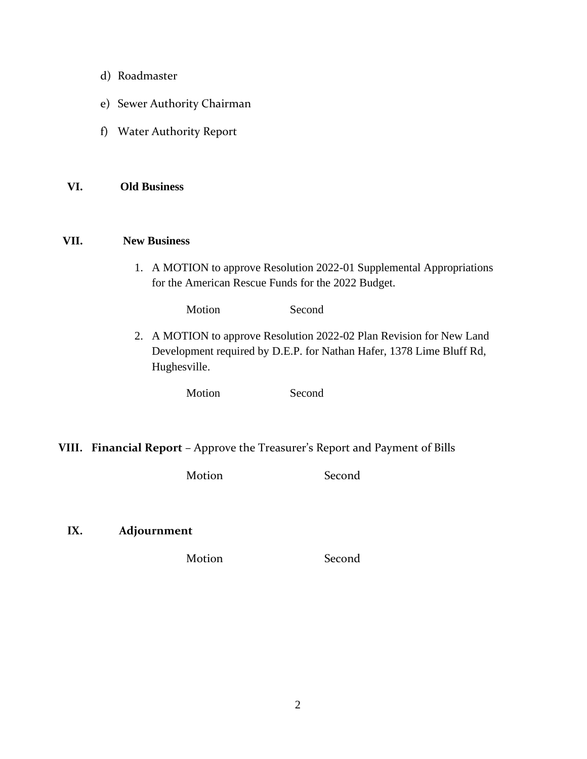d) Roadmaster

e) Sewer Authority Chairman

f) Water Authority Report

**VI. Old Business**

**VII. New Business**

1. A MOTION to approve Resolution 2022-01 Supplemental Appropriations for the American Rescue Funds for the 2022 Budget.

   Motion Second

2. A MOTION to approve Resolution 2022-02 Plan Revision for New Land Development required by D.E.P. for Nathan Hafer, 1378 Lime Bluff Rd, Hughesville.

   Motion Second

**VIII. Financial Report** – Approve the Treasurer's Report and Payment of Bills

Motion Second

**IX. Adjournment**

Motion Second